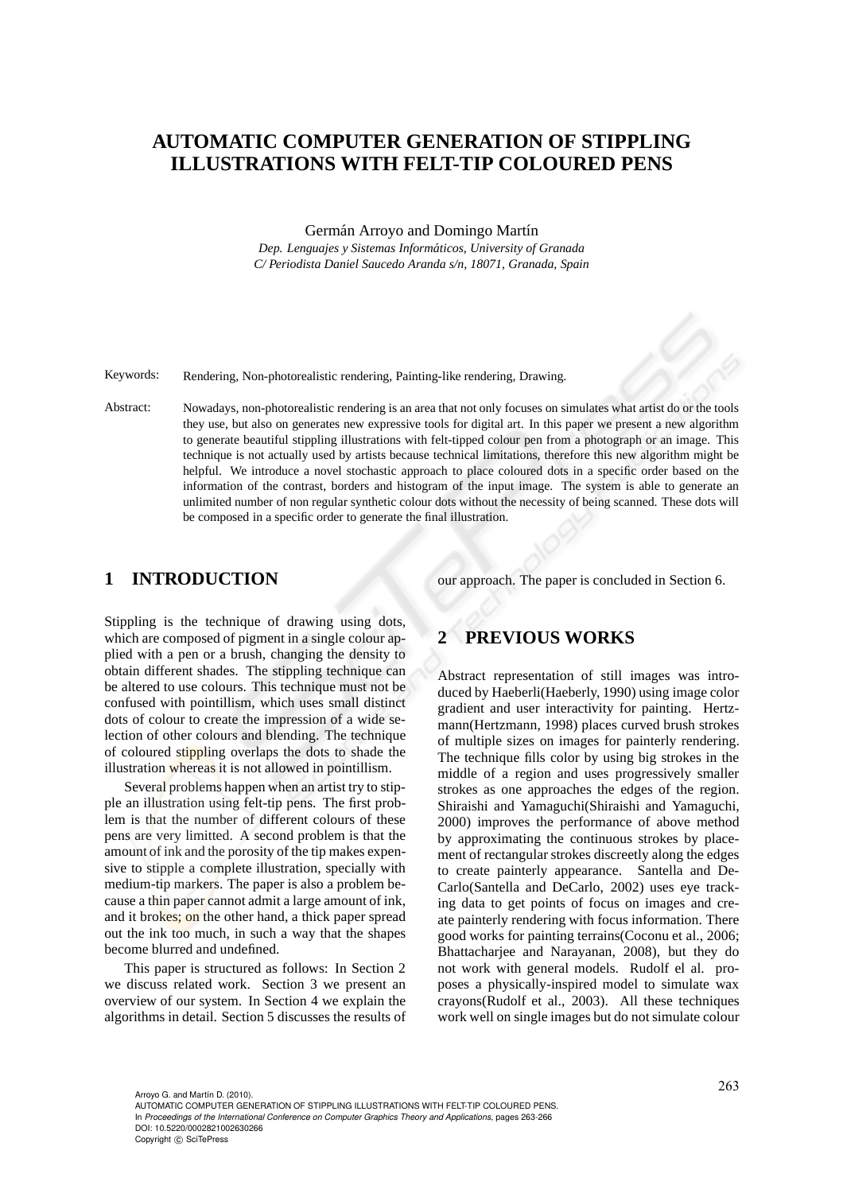# AUTOMATIC COMPUTER GENERATION OF STIPPLING ILLUSTRATIONS WITH FELT-TIP COLOURED PENS

Germán Arroyo and Domingo Martín

*Dep. Lenguajes y Sistemas Informáticos, University of Granada*
*C/ Periodista Daniel Saucedo Aranda s/n, 18071, Granada, Spain*

Keywords: Rendering, Non-photorealistic rendering, Painting-like rendering, Drawing.

Abstract: Nowadays, non-photorealistic rendering is an area that not only focuses on simulates what artist do or the tools they use, but also on generates new expressive tools for digital art. In this paper we present a new algorithm to generate beautiful stippling illustrations with felt-tipped colour pen from a photograph or an image. This technique is not actually used by artists because technical limitations, therefore this new algorithm might be helpful. We introduce a novel stochastic approach to place coloured dots in a specific order based on the information of the contrast, borders and histogram of the input image. The system is able to generate an unlimited number of non regular synthetic colour dots without the necessity of being scanned. These dots will be composed in a specific order to generate the final illustration.

## 1 INTRODUCTION

Stippling is the technique of drawing using dots, which are composed of pigment in a single colour applied with a pen or a brush, changing the density to obtain different shades. The stippling technique can be altered to use colours. This technique must not be confused with pointillism, which uses small distinct dots of colour to create the impression of a wide selection of other colours and blending. The technique of coloured stippling overlaps the dots to shade the illustration whereas it is not allowed in pointillism.

Several problems happen when an artist try to stipple an illustration using felt-tip pens. The first problem is that the number of different colours of these pens are very limitted. A second problem is that the amount of ink and the porosity of the tip makes expensive to stipple a complete illustration, specially with medium-tip markers. The paper is also a problem because a thin paper cannot admit a large amount of ink, and it brokes; on the other hand, a thick paper spread out the ink too much, in such a way that the shapes become blurred and undefined.

This paper is structured as follows: In Section 2 we discuss related work. Section 3 we present an overview of our system. In Section 4 we explain the algorithms in detail. Section 5 discusses the results of our approach. The paper is concluded in Section 6.

## 2 PREVIOUS WORKS

Abstract representation of still images was introduced by Haeberli(Haeberly, 1990) using image color gradient and user interactivity for painting. Hertzmann(Hertzmann, 1998) places curved brush strokes of multiple sizes on images for painterly rendering. The technique fills color by using big strokes in the middle of a region and uses progressively smaller strokes as one approaches the edges of the region. Shiraishi and Yamaguchi(Shiraishi and Yamaguchi, 2000) improves the performance of above method by approximating the continuous strokes by placement of rectangular strokes discreetly along the edges to create painterly appearance. Santella and DeCarlo(Santella and DeCarlo, 2002) uses eye tracking data to get points of focus on images and create painterly rendering with focus information. There good works for painting terrains(Coconu et al., 2006; Bhattacharjee and Narayanan, 2008), but they do not work with general models. Rudolf el al. proposes a physically-inspired model to simulate wax crayons(Rudolf et al., 2003). All these techniques work well on single images but do not simulate colour

Arroyo G. and Martín D. (2010).
AUTOMATIC COMPUTER GENERATION OF STIPPLING ILLUSTRATIONS WITH FELT-TIP COLOURED PENS.
In *Proceedings of the International Conference on Computer Graphics Theory and Applications*, pages 263-266
DOI: 10.5220/0002821002630266
Copyright © SciTePress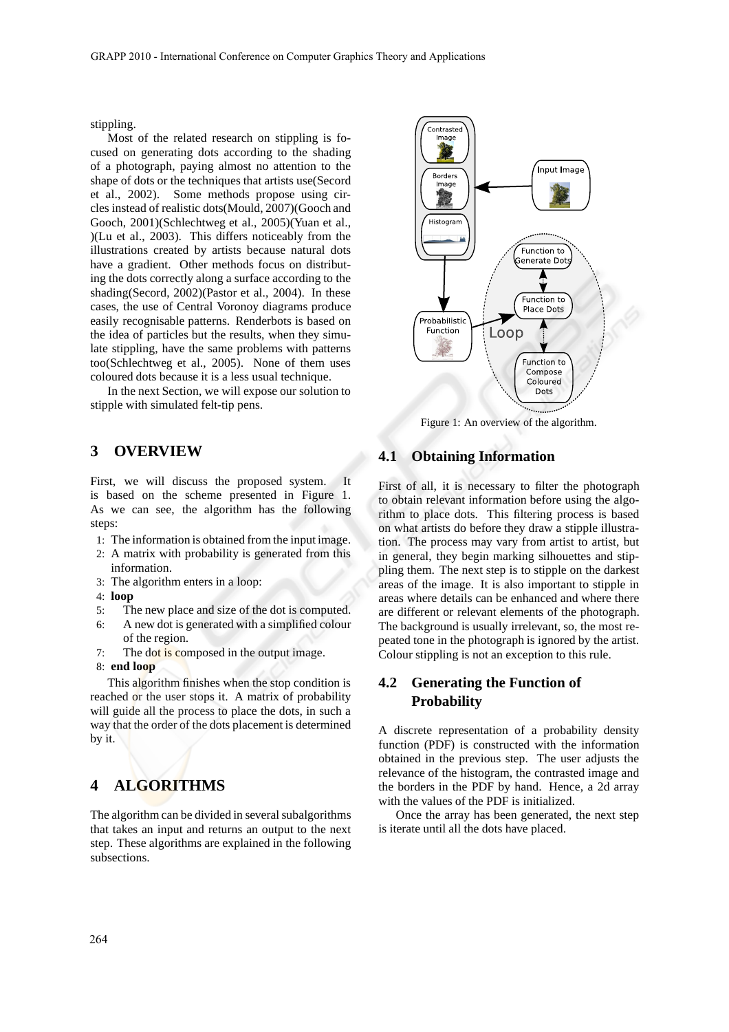stippling.

Most of the related research on stippling is focused on generating dots according to the shading of a photograph, paying almost no attention to the shape of dots or the techniques that artists use(Secord et al., 2002). Some methods propose using circles instead of realistic dots(Mould, 2007)(Gooch and Gooch, 2001)(Schlechtweg et al., 2005)(Yuan et al., )(Lu et al., 2003). This differs noticeably from the illustrations created by artists because natural dots have a gradient. Other methods focus on distributing the dots correctly along a surface according to the shading(Secord, 2002)(Pastor et al., 2004). In these cases, the use of Central Voronoy diagrams produce easily recognisable patterns. Renderbots is based on the idea of particles but the results, when they simulate stippling, have the same problems with patterns too(Schlechtweg et al., 2005). None of them uses coloured dots because it is a less usual technique.

In the next Section, we will expose our solution to stipple with simulated felt-tip pens.

## 3 OVERVIEW

First, we will discuss the proposed system. It is based on the scheme presented in Figure 1. As we can see, the algorithm has the following steps:

1: The information is obtained from the input image.
2: A matrix with probability is generated from this information.
3: The algorithm enters in a loop:
4: **loop**
5: The new place and size of the dot is computed.
6: A new dot is generated with a simplified colour of the region.
7: The dot is composed in the output image.
8: **end loop**

This algorithm finishes when the stop condition is reached or the user stops it. A matrix of probability will guide all the process to place the dots, in such a way that the order of the dots placement is determined by it.

Figure 1: An overview of the algorithm.

## 4 ALGORITHMS

The algorithm can be divided in several subalgorithms that takes an input and returns an output to the next step. These algorithms are explained in the following subsections.

### 4.1 Obtaining Information

First of all, it is necessary to filter the photograph to obtain relevant information before using the algorithm to place dots. This filtering process is based on what artists do before they draw a stipple illustration. The process may vary from artist to artist, but in general, they begin marking silhouettes and stippling them. The next step is to stipple on the darkest areas of the image. It is also important to stipple in areas where details can be enhanced and where there are different or relevant elements of the photograph. The background is usually irrelevant, so, the most repeated tone in the photograph is ignored by the artist. Colour stippling is not an exception to this rule.

### 4.2 Generating the Function of Probability

A discrete representation of a probability density function (PDF) is constructed with the information obtained in the previous step. The user adjusts the relevance of the histogram, the contrasted image and the borders in the PDF by hand. Hence, a 2d array with the values of the PDF is initialized.

Once the array has been generated, the next step is iterate until all the dots have placed.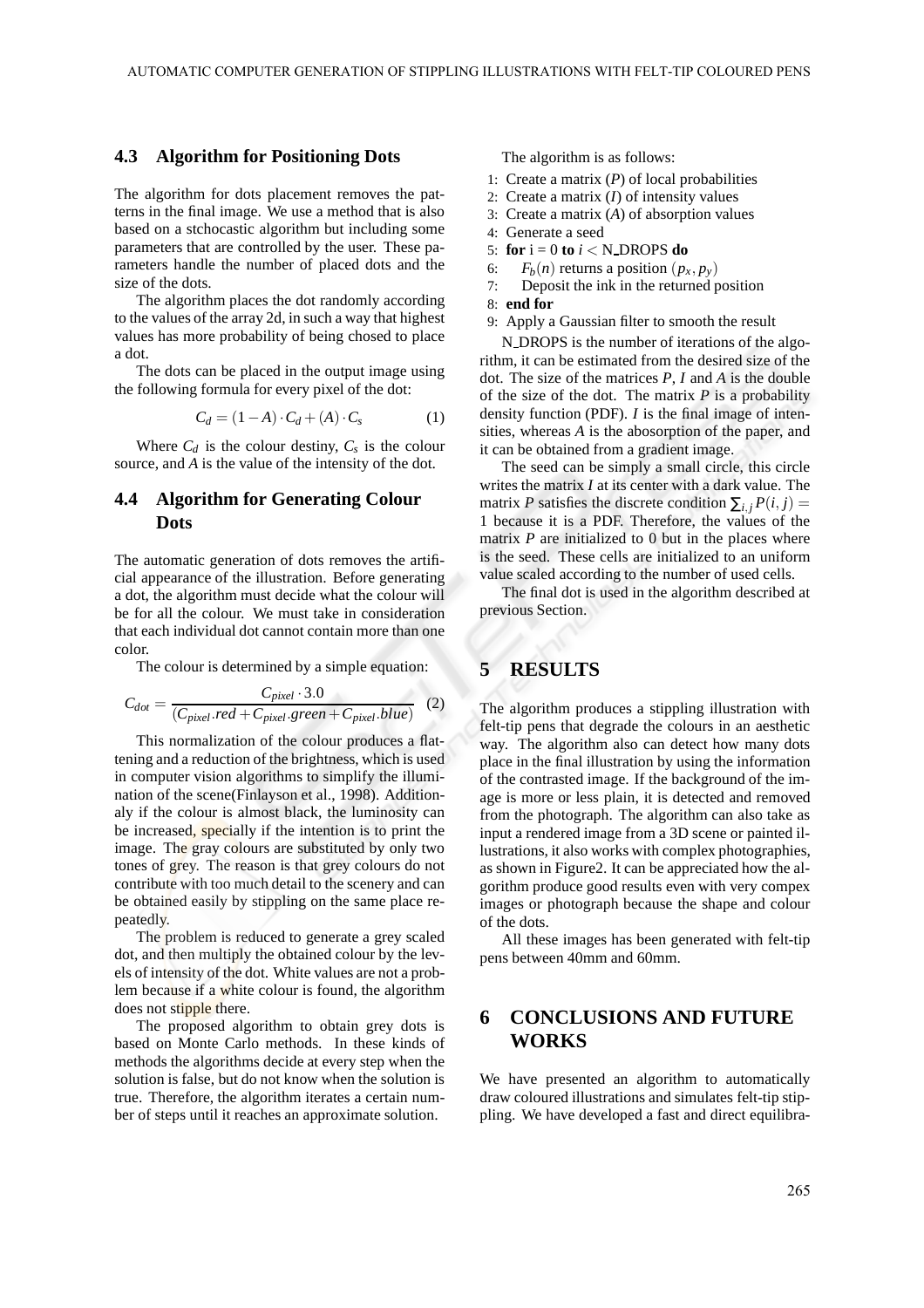### 4.3 Algorithm for Positioning Dots

The algorithm for dots placement removes the patterns in the final image. We use a method that is also based on a stchocastic algorithm but including some parameters that are controlled by the user. These parameters handle the number of placed dots and the size of the dots.

The algorithm places the dot randomly according to the values of the array 2d, in such a way that highest values has more probability of being chosed to place a dot.

The dots can be placed in the output image using the following formula for every pixel of the dot:

$$C_d = (1 - A) \cdot C_d + (A) \cdot C_s \tag{1}$$

Where $C_d$ is the colour destiny, $C_s$ is the colour source, and $A$ is the value of the intensity of the dot.

### 4.4 Algorithm for Generating Colour Dots

The automatic generation of dots removes the artificial appearance of the illustration. Before generating a dot, the algorithm must decide what the colour will be for all the colour. We must take in consideration that each individual dot cannot contain more than one color.

The colour is determined by a simple equation:

$$C_{dot} = \frac{C_{pixel} \cdot 3.0}{(C_{pixel}.red + C_{pixel}.green + C_{pixel}.blue)} \tag{2}$$

This normalization of the colour produces a flattening and a reduction of the brightness, which is used in computer vision algorithms to simplify the illumination of the scene(Finlayson et al., 1998). Additionaly if the colour is almost black, the luminosity can be increased, specially if the intention is to print the image. The gray colours are substituted by only two tones of grey. The reason is that grey colours do not contribute with too much detail to the scenery and can be obtained easily by stippling on the same place repeatedly.

The problem is reduced to generate a grey scaled dot, and then multiply the obtained colour by the levels of intensity of the dot. White values are not a problem because if a white colour is found, the algorithm does not stipple there.

The proposed algorithm to obtain grey dots is based on Monte Carlo methods. In these kinds of methods the algorithms decide at every step when the solution is false, but do not know when the solution is true. Therefore, the algorithm iterates a certain number of steps until it reaches an approximate solution.

The algorithm is as follows:

1: Create a matrix ($P$) of local probabilities
2: Create a matrix ($I$) of intensity values
3: Create a matrix ($A$) of absorption values
4: Generate a seed
5: **for** i = 0 **to** $i <$ N_DROPS **do**
6: $F_b(n)$ returns a position $(p_x, p_y)$
7: Deposit the ink in the returned position
8: **end for**
9: Apply a Gaussian filter to smooth the result

N_DROPS is the number of iterations of the algorithm, it can be estimated from the desired size of the dot. The size of the matrices $P$, $I$ and $A$ is the double of the size of the dot. The matrix $P$ is a probability density function (PDF). $I$ is the final image of intensities, whereas $A$ is the abosorption of the paper, and it can be obtained from a gradient image.

The seed can be simply a small circle, this circle writes the matrix $I$ at its center with a dark value. The matrix $P$ satisfies the discrete condition $\sum_{i,j} P(i, j) = 1$ because it is a PDF. Therefore, the values of the matrix $P$ are initialized to 0 but in the places where is the seed. These cells are initialized to an uniform value scaled according to the number of used cells.

The final dot is used in the algorithm described at previous Section.

## 5 RESULTS

The algorithm produces a stippling illustration with felt-tip pens that degrade the colours in an aesthetic way. The algorithm also can detect how many dots place in the final illustration by using the information of the contrasted image. If the background of the image is more or less plain, it is detected and removed from the photograph. The algorithm can also take as input a rendered image from a 3D scene or painted illustrations, it also works with complex photographies, as shown in Figure2. It can be appreciated how the algorithm produce good results even with very compex images or photograph because the shape and colour of the dots.

All these images has been generated with felt-tip pens between 40mm and 60mm.

## 6 CONCLUSIONS AND FUTURE WORKS

We have presented an algorithm to automatically draw coloured illustrations and simulates felt-tip stippling. We have developed a fast and direct equilibra-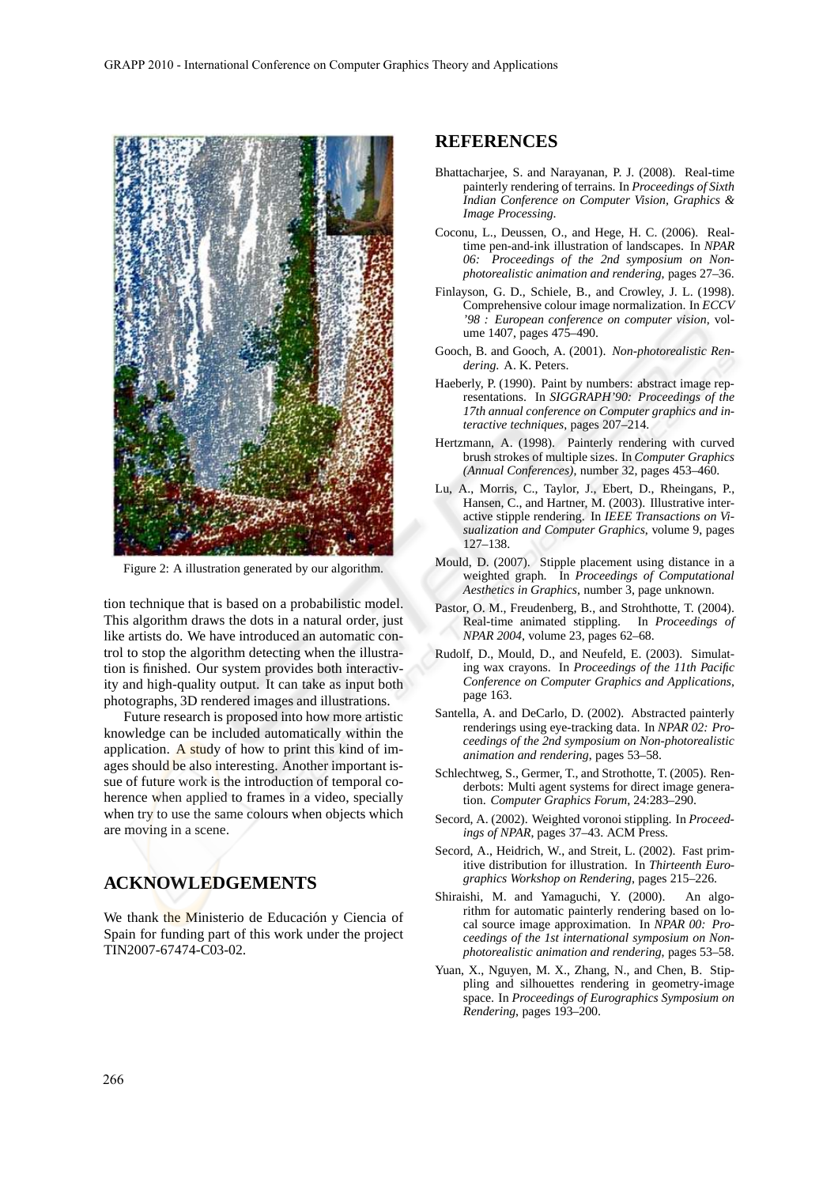Figure 2: A illustration generated by our algorithm.

tion technique that is based on a probabilistic model. This algorithm draws the dots in a natural order, just like artists do. We have introduced an automatic control to stop the algorithm detecting when the illustration is finished. Our system provides both interactivity and high-quality output. It can take as input both photographs, 3D rendered images and illustrations.

Future research is proposed into how more artistic knowledge can be included automatically within the application. A study of how to print this kind of images should be also interesting. Another important issue of future work is the introduction of temporal coherence when applied to frames in a video, specially when try to use the same colours when objects which are moving in a scene.

## ACKNOWLEDGEMENTS

We thank the Ministerio de Educación y Ciencia of Spain for funding part of this work under the project TIN2007-67474-C03-02.

## REFERENCES

Bhattacharjee, S. and Narayanan, P. J. (2008). Real-time painterly rendering of terrains. In *Proceedings of Sixth Indian Conference on Computer Vision, Graphics & Image Processing*.

Coconu, L., Deussen, O., and Hege, H. C. (2006). Real-time pen-and-ink illustration of landscapes. In *NPAR 06: Proceedings of the 2nd symposium on Non-photorealistic animation and rendering*, pages 27–36.

Finlayson, G. D., Schiele, B., and Crowley, J. L. (1998). Comprehensive colour image normalization. In *ECCV '98 : European conference on computer vision*, volume 1407, pages 475–490.

Gooch, B. and Gooch, A. (2001). *Non-photorealistic Rendering*. A. K. Peters.

Haeberly, P. (1990). Paint by numbers: abstract image representations. In *SIGGRAPH'90: Proceedings of the 17th annual conference on Computer graphics and interactive techniques*, pages 207–214.

Hertzmann, A. (1998). Painterly rendering with curved brush strokes of multiple sizes. In *Computer Graphics (Annual Conferences)*, number 32, pages 453–460.

Lu, A., Morris, C., Taylor, J., Ebert, D., Rheingans, P., Hansen, C., and Hartner, M. (2003). Illustrative interactive stipple rendering. In *IEEE Transactions on Visualization and Computer Graphics*, volume 9, pages 127–138.

Mould, D. (2007). Stipple placement using distance in a weighted graph. In *Proceedings of Computational Aesthetics in Graphics*, number 3, page unknown.

Pastor, O. M., Freudenberg, B., and Strohthotte, T. (2004). Real-time animated stippling. In *Proceedings of NPAR 2004*, volume 23, pages 62–68.

Rudolf, D., Mould, D., and Neufeld, E. (2003). Simulating wax crayons. In *Proceedings of the 11th Pacific Conference on Computer Graphics and Applications*, page 163.

Santella, A. and DeCarlo, D. (2002). Abstracted painterly renderings using eye-tracking data. In *NPAR 02: Proceedings of the 2nd symposium on Non-photorealistic animation and rendering*, pages 53–58.

Schlechtweg, S., Germer, T., and Strothotte, T. (2005). Renderbots: Multi agent systems for direct image generation. *Computer Graphics Forum*, 24:283–290.

Secord, A. (2002). Weighted voronoi stippling. In *Proceedings of NPAR*, pages 37–43. ACM Press.

Secord, A., Heidrich, W., and Streit, L. (2002). Fast primitive distribution for illustration. In *Thirteenth Eurographics Workshop on Rendering*, pages 215–226.

Shiraishi, M. and Yamaguchi, Y. (2000). An algorithm for automatic painterly rendering based on local source image approximation. In *NPAR 00: Proceedings of the 1st international symposium on Non-photorealistic animation and rendering*, pages 53–58.

Yuan, X., Nguyen, M. X., Zhang, N., and Chen, B. Stippling and silhouettes rendering in geometry-image space. In *Proceedings of Eurographics Symposium on Rendering*, pages 193–200.